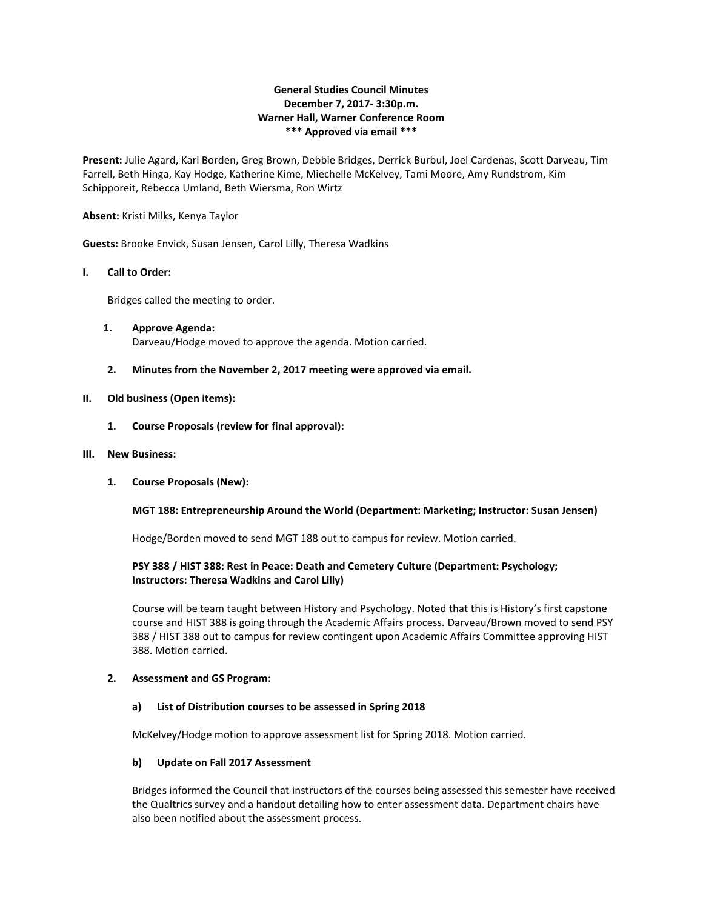**General Studies Council Minutes**
**December 7, 2017- 3:30p.m.**
**Warner Hall, Warner Conference Room**
**\*\*\* Approved via email \*\*\***

**Present:** Julie Agard, Karl Borden, Greg Brown, Debbie Bridges, Derrick Burbul, Joel Cardenas, Scott Darveau, Tim Farrell, Beth Hinga, Kay Hodge, Katherine Kime, Miechelle McKelvey, Tami Moore, Amy Rundstrom, Kim Schipporeit, Rebecca Umland, Beth Wiersma, Ron Wirtz

**Absent:** Kristi Milks, Kenya Taylor

**Guests:** Brooke Envick, Susan Jensen, Carol Lilly, Theresa Wadkins

## I. Call to Order:

Bridges called the meeting to order.

### 1. Approve Agenda:

Darveau/Hodge moved to approve the agenda. Motion carried.

### 2. Minutes from the November 2, 2017 meeting were approved via email.

## II. Old business (Open items):

### 1. Course Proposals (review for final approval):

## III. New Business:

### 1. Course Proposals (New):

**MGT 188: Entrepreneurship Around the World (Department: Marketing; Instructor: Susan Jensen)**

Hodge/Borden moved to send MGT 188 out to campus for review. Motion carried.

**PSY 388 / HIST 388: Rest in Peace: Death and Cemetery Culture (Department: Psychology; Instructors: Theresa Wadkins and Carol Lilly)**

Course will be team taught between History and Psychology. Noted that this is History's first capstone course and HIST 388 is going through the Academic Affairs process. Darveau/Brown moved to send PSY 388 / HIST 388 out to campus for review contingent upon Academic Affairs Committee approving HIST 388. Motion carried.

### 2. Assessment and GS Program:

#### a) List of Distribution courses to be assessed in Spring 2018

McKelvey/Hodge motion to approve assessment list for Spring 2018. Motion carried.

#### b) Update on Fall 2017 Assessment

Bridges informed the Council that instructors of the courses being assessed this semester have received the Qualtrics survey and a handout detailing how to enter assessment data. Department chairs have also been notified about the assessment process.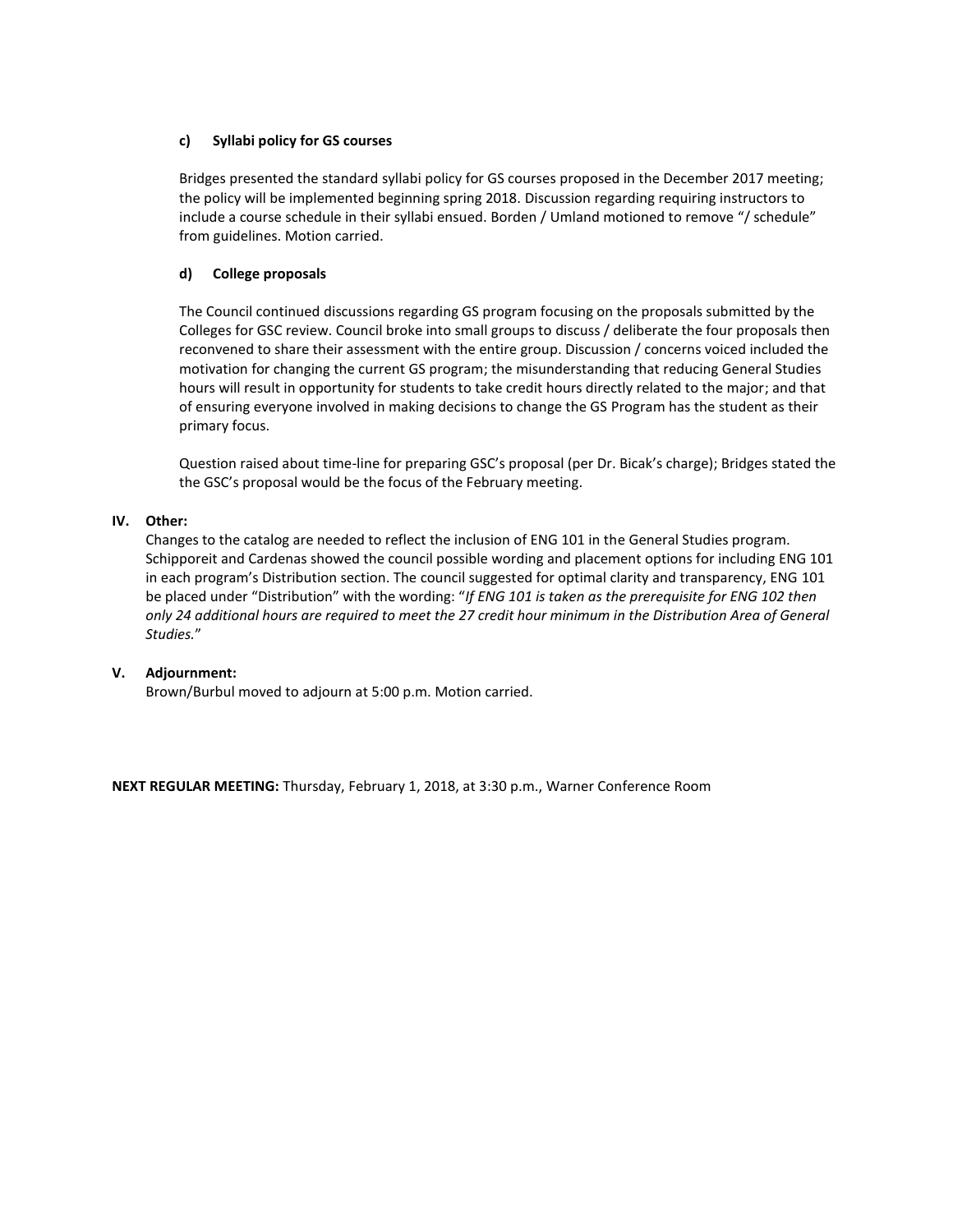#### c) Syllabi policy for GS courses

Bridges presented the standard syllabi policy for GS courses proposed in the December 2017 meeting; the policy will be implemented beginning spring 2018. Discussion regarding requiring instructors to include a course schedule in their syllabi ensued. Borden / Umland motioned to remove "/ schedule" from guidelines. Motion carried.

#### d) College proposals

The Council continued discussions regarding GS program focusing on the proposals submitted by the Colleges for GSC review. Council broke into small groups to discuss / deliberate the four proposals then reconvened to share their assessment with the entire group. Discussion / concerns voiced included the motivation for changing the current GS program; the misunderstanding that reducing General Studies hours will result in opportunity for students to take credit hours directly related to the major; and that of ensuring everyone involved in making decisions to change the GS Program has the student as their primary focus.

Question raised about time-line for preparing GSC's proposal (per Dr. Bicak's charge); Bridges stated the the GSC's proposal would be the focus of the February meeting.

### IV. Other:

Changes to the catalog are needed to reflect the inclusion of ENG 101 in the General Studies program. Schipporeit and Cardenas showed the council possible wording and placement options for including ENG 101 in each program's Distribution section. The council suggested for optimal clarity and transparency, ENG 101 be placed under "Distribution" with the wording: "*If ENG 101 is taken as the prerequisite for ENG 102 then only 24 additional hours are required to meet the 27 credit hour minimum in the Distribution Area of General Studies.*"

### V. Adjournment:

Brown/Burbul moved to adjourn at 5:00 p.m. Motion carried.

**NEXT REGULAR MEETING:** Thursday, February 1, 2018, at 3:30 p.m., Warner Conference Room